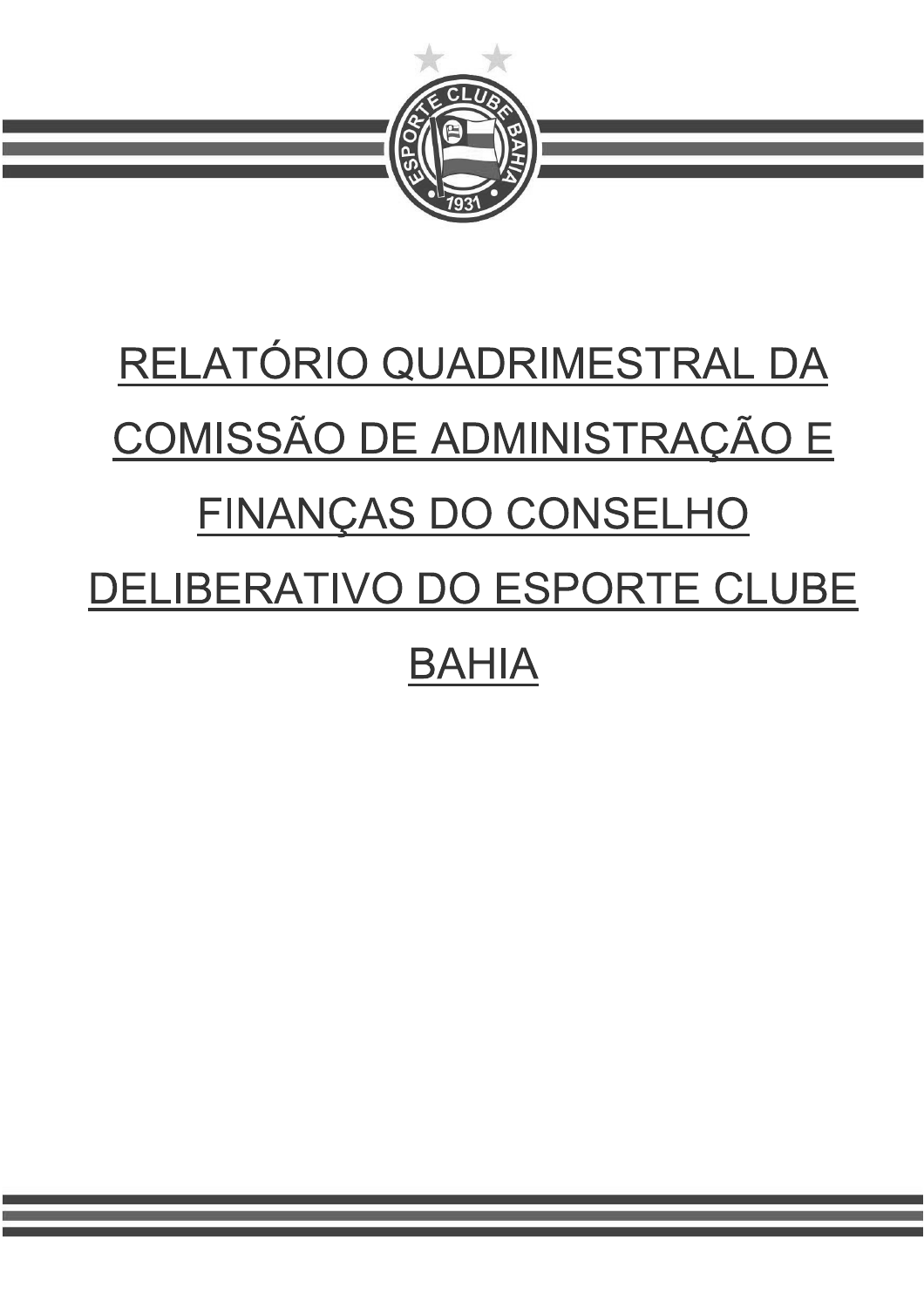# RELATÓRIO QUADRIMESTRAL DA COMISSÃO DE ADMINISTRAÇÃO E FINANÇAS DO CONSELHO DELIBERATIVO DO ESPORTE CLUBE BAHIA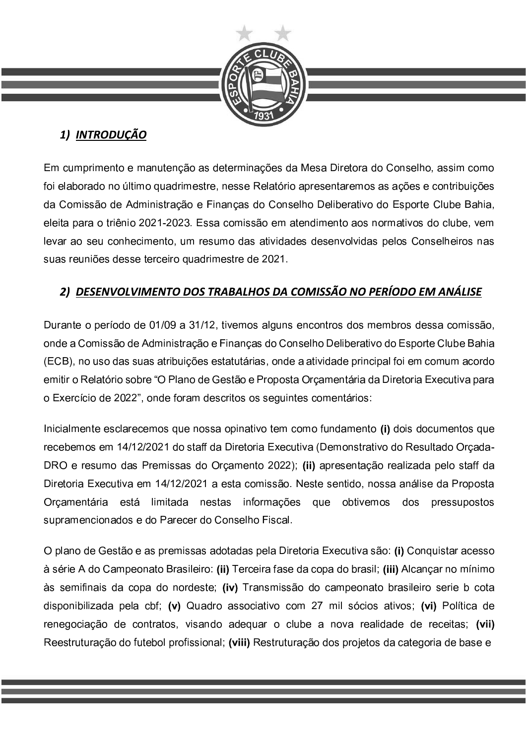## 1) INTRODUÇÃO

Em cumprimento e manutenção as determinações da Mesa Diretora do Conselho, assim como foi elaborado no último quadrimestre, nesse Relatório apresentaremos as ações e contribuições da Comissão de Administração e Finanças do Conselho Deliberativo do Esporte Clube Bahia, eleita para o triênio 2021-2023. Essa comissão em atendimento aos normativos do clube, vem levar ao seu conhecimento, um resumo das atividades desenvolvidas pelos Conselheiros nas suas reuniões desse terceiro quadrimestre de 2021.

## 2) DESENVOLVIMENTO DOS TRABALHOS DA COMISSÃO NO PERÍODO EM ANÁLISE

Durante o período de 01/09 a 31/12, tivemos alguns encontros dos membros dessa comissão, onde a Comissão de Administração e Finanças do Conselho Deliberativo do Esporte Clube Bahia (ECB), no uso das suas atribuições estatutárias, onde a atividade principal foi em comum acordo emitir o Relatório sobre "O Plano de Gestão e Proposta Orçamentária da Diretoria Executiva para o Exercício de 2022", onde foram descritos os seguintes comentários:

Inicialmente esclarecemos que nossa opinativo tem como fundamento **(i)** dois documentos que recebemos em 14/12/2021 do staff da Diretoria Executiva (Demonstrativo do Resultado Orçada-DRO e resumo das Premissas do Orçamento 2022); **(ii)** apresentação realizada pelo staff da Diretoria Executiva em 14/12/2021 a esta comissão. Neste sentido, nossa análise da Proposta Orçamentária está limitada nestas informações que obtivemos dos pressupostos supramencionados e do Parecer do Conselho Fiscal.

O plano de Gestão e as premissas adotadas pela Diretoria Executiva são: **(i)** Conquistar acesso à série A do Campeonato Brasileiro: **(ii)** Terceira fase da copa do brasil; **(iii)** Alcançar no mínimo às semifinais da copa do nordeste; **(iv)** Transmissão do campeonato brasileiro serie b cota disponibilizada pela cbf; **(v)** Quadro associativo com 27 mil sócios ativos; **(vi)** Política de renegociação de contratos, visando adequar o clube a nova realidade de receitas; **(vii)** Reestruturação do futebol profissional; **(viii)** Restruturação dos projetos da categoria de base e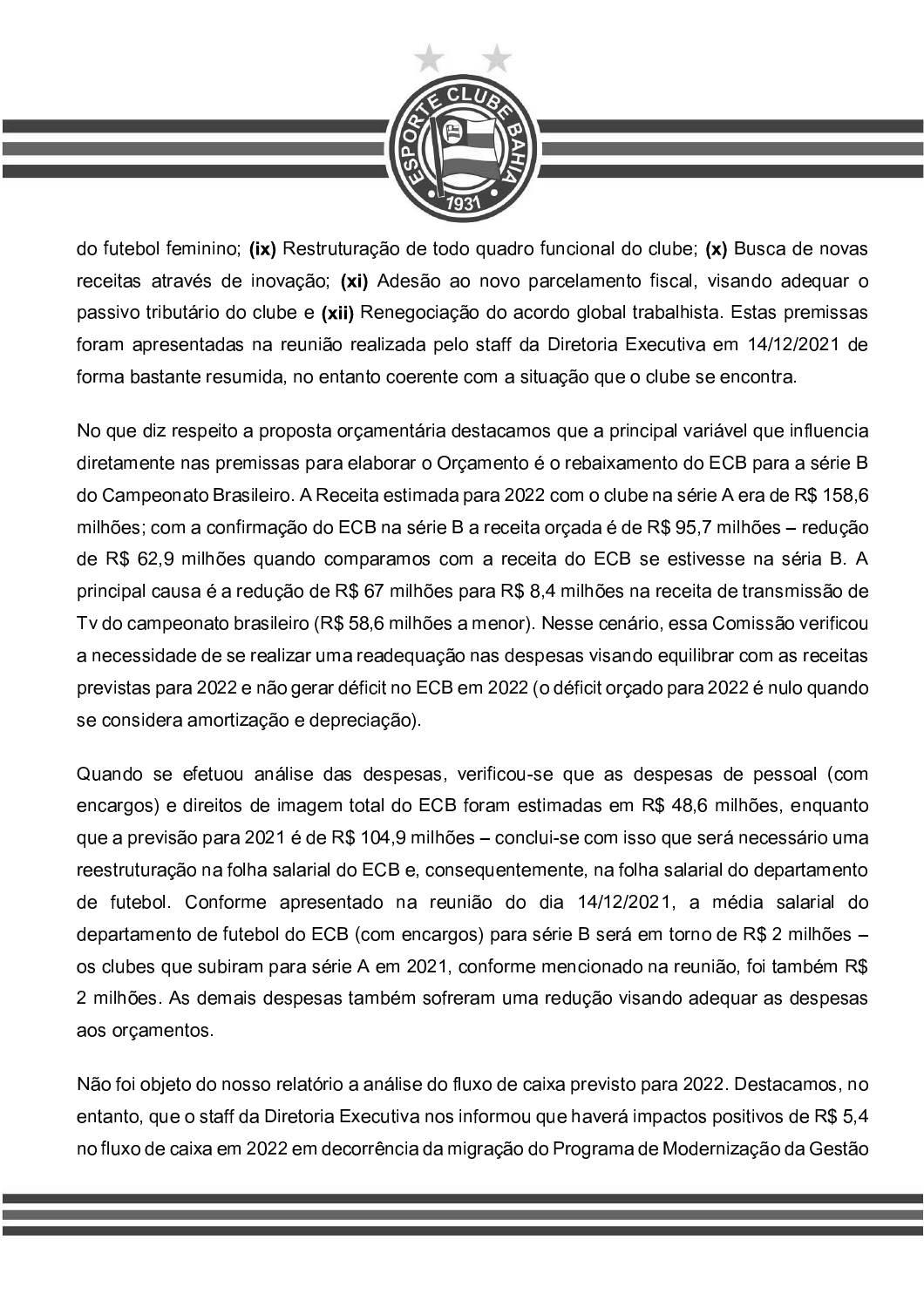do futebol feminino; **(ix)** Restruturação de todo quadro funcional do clube; **(x)** Busca de novas receitas através de inovação; **(xi)** Adesão ao novo parcelamento fiscal, visando adequar o passivo tributário do clube e **(xii)** Renegociação do acordo global trabalhista. Estas premissas foram apresentadas na reunião realizada pelo staff da Diretoria Executiva em 14/12/2021 de forma bastante resumida, no entanto coerente com a situação que o clube se encontra.

No que diz respeito a proposta orçamentária destacamos que a principal variável que influencia diretamente nas premissas para elaborar o Orçamento é o rebaixamento do ECB para a série B do Campeonato Brasileiro. A Receita estimada para 2022 com o clube na série A era de R$ 158,6 milhões; com a confirmação do ECB na série B a receita orçada é de R$ 95,7 milhões – redução de R$ 62,9 milhões quando comparamos com a receita do ECB se estivesse na séria B. A principal causa é a redução de R$ 67 milhões para R$ 8,4 milhões na receita de transmissão de Tv do campeonato brasileiro (R$ 58,6 milhões a menor). Nesse cenário, essa Comissão verificou a necessidade de se realizar uma readequação nas despesas visando equilibrar com as receitas previstas para 2022 e não gerar déficit no ECB em 2022 (o déficit orçado para 2022 é nulo quando se considera amortização e depreciação).

Quando se efetuou análise das despesas, verificou-se que as despesas de pessoal (com encargos) e direitos de imagem total do ECB foram estimadas em R$ 48,6 milhões, enquanto que a previsão para 2021 é de R$ 104,9 milhões – conclui-se com isso que será necessário uma reestruturação na folha salarial do ECB e, consequentemente, na folha salarial do departamento de futebol. Conforme apresentado na reunião do dia 14/12/2021, a média salarial do departamento de futebol do ECB (com encargos) para série B será em torno de R$ 2 milhões – os clubes que subiram para série A em 2021, conforme mencionado na reunião, foi também R$ 2 milhões. As demais despesas também sofreram uma redução visando adequar as despesas aos orçamentos.

Não foi objeto do nosso relatório a análise do fluxo de caixa previsto para 2022. Destacamos, no entanto, que o staff da Diretoria Executiva nos informou que haverá impactos positivos de R$ 5,4 no fluxo de caixa em 2022 em decorrência da migração do Programa de Modernização da Gestão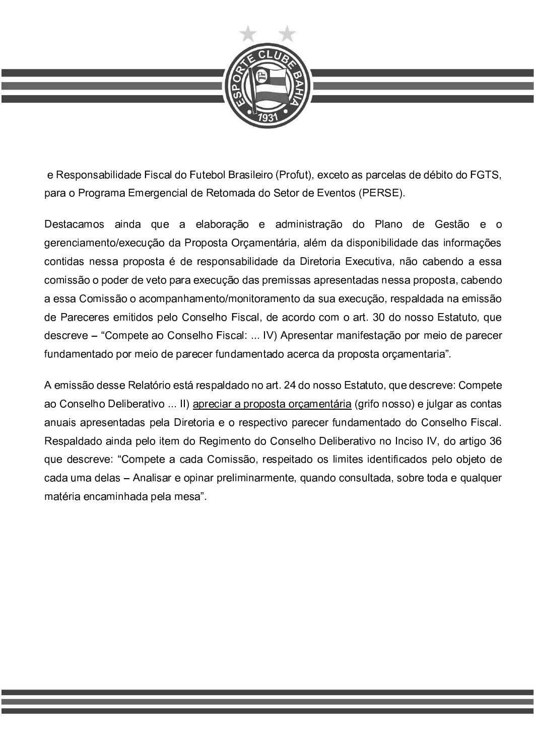e Responsabilidade Fiscal do Futebol Brasileiro (Profut), exceto as parcelas de débito do FGTS, para o Programa Emergencial de Retomada do Setor de Eventos (PERSE).

Destacamos ainda que a elaboração e administração do Plano de Gestão e o gerenciamento/execução da Proposta Orçamentária, além da disponibilidade das informações contidas nessa proposta é de responsabilidade da Diretoria Executiva, não cabendo a essa comissão o poder de veto para execução das premissas apresentadas nessa proposta, cabendo a essa Comissão o acompanhamento/monitoramento da sua execução, respaldada na emissão de Pareceres emitidos pelo Conselho Fiscal, de acordo com o art. 30 do nosso Estatuto, que descreve – "Compete ao Conselho Fiscal: ... IV) Apresentar manifestação por meio de parecer fundamentado por meio de parecer fundamentado acerca da proposta orçamentaria".

A emissão desse Relatório está respaldado no art. 24 do nosso Estatuto, que descreve: Compete ao Conselho Deliberativo ... II) <u>apreciar a proposta orçamentária</u> (grifo nosso) e julgar as contas anuais apresentadas pela Diretoria e o respectivo parecer fundamentado do Conselho Fiscal. Respaldado ainda pelo item do Regimento do Conselho Deliberativo no Inciso IV, do artigo 36 que descreve: "Compete a cada Comissão, respeitado os limites identificados pelo objeto de cada uma delas – Analisar e opinar preliminarmente, quando consultada, sobre toda e qualquer matéria encaminhada pela mesa".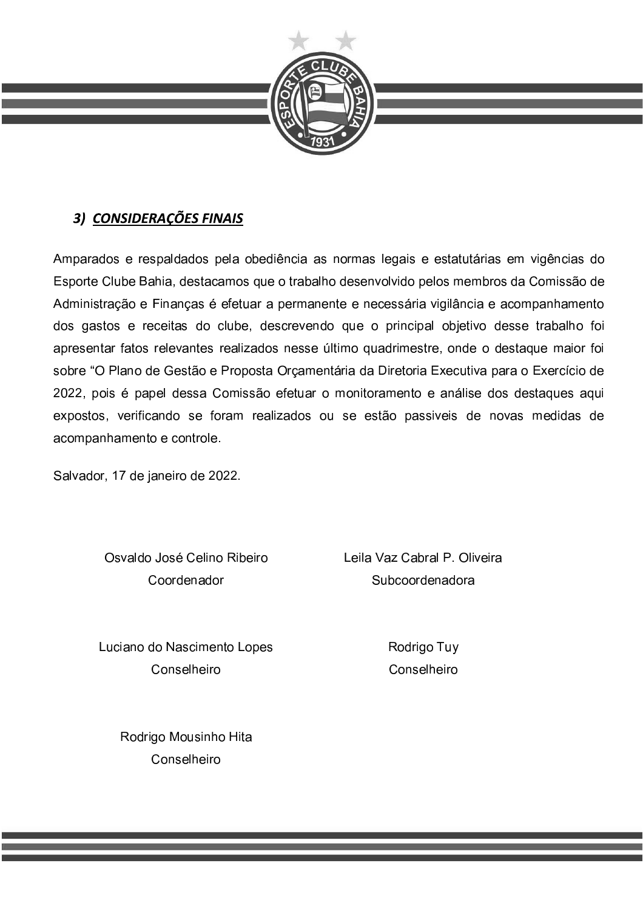## 3) ***CONSIDERAÇÕES FINAIS***

Amparados e respaldados pela obediência as normas legais e estatutárias em vigências do Esporte Clube Bahia, destacamos que o trabalho desenvolvido pelos membros da Comissão de Administração e Finanças é efetuar a permanente e necessária vigilância e acompanhamento dos gastos e receitas do clube, descrevendo que o principal objetivo desse trabalho foi apresentar fatos relevantes realizados nesse último quadrimestre, onde o destaque maior foi sobre "O Plano de Gestão e Proposta Orçamentária da Diretoria Executiva para o Exercício de 2022, pois é papel dessa Comissão efetuar o monitoramento e análise dos destaques aqui expostos, verificando se foram realizados ou se estão passiveis de novas medidas de acompanhamento e controle.

Salvador, 17 de janeiro de 2022.

Osvaldo José Celino Ribeiro
Coordenador

Leila Vaz Cabral P. Oliveira
Subcoordenadora

Luciano do Nascimento Lopes
Conselheiro

Rodrigo Tuy
Conselheiro

Rodrigo Mousinho Hita
Conselheiro